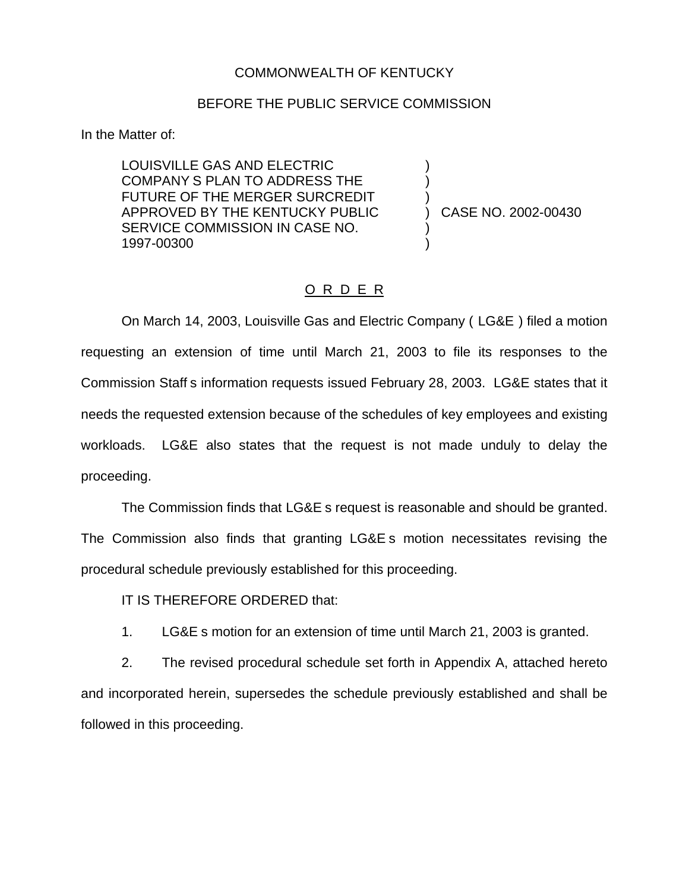COMMONWEALTH OF KENTUCKY

BEFORE THE PUBLIC SERVICE COMMISSION

In the Matter of:

| | | |
|---|---|---|
| LOUISVILLE GAS AND ELECTRIC COMPANY S PLAN TO ADDRESS THE FUTURE OF THE MERGER SURCREDIT APPROVED BY THE KENTUCKY PUBLIC SERVICE COMMISSION IN CASE NO. 1997-00300 | ) | CASE NO. 2002-00430 |

O R D E R

On March 14, 2003, Louisville Gas and Electric Company ( LG&E ) filed a motion requesting an extension of time until March 21, 2003 to file its responses to the Commission Staff s information requests issued February 28, 2003. LG&E states that it needs the requested extension because of the schedules of key employees and existing workloads. LG&E also states that the request is not made unduly to delay the proceeding.

The Commission finds that LG&E s request is reasonable and should be granted. The Commission also finds that granting LG&E s motion necessitates revising the procedural schedule previously established for this proceeding.

IT IS THEREFORE ORDERED that:

1. LG&E s motion for an extension of time until March 21, 2003 is granted.

2. The revised procedural schedule set forth in Appendix A, attached hereto and incorporated herein, supersedes the schedule previously established and shall be followed in this proceeding.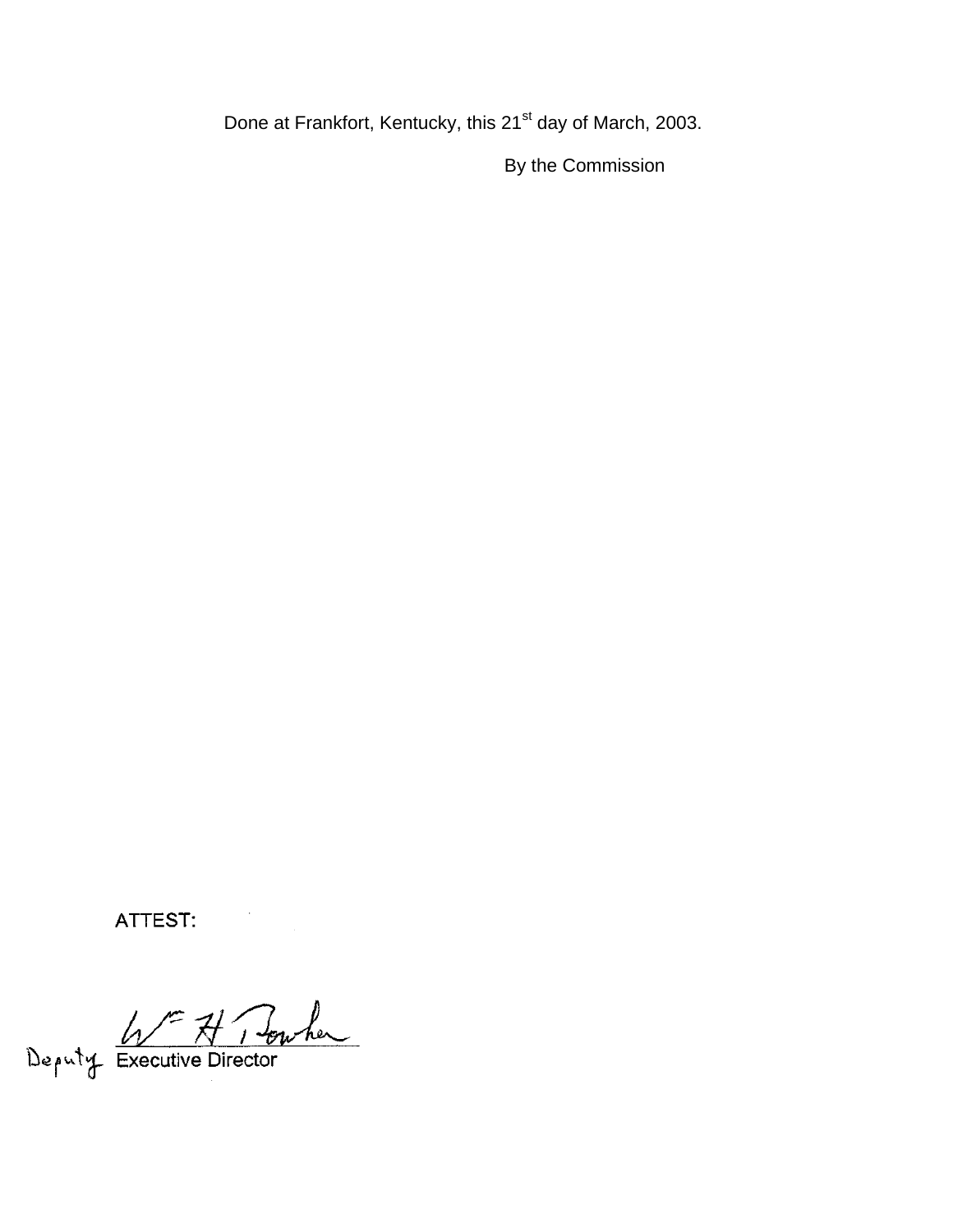Done at Frankfort, Kentucky, this 21st day of March, 2003.

By the Commission

ATTEST:

Deputy Executive Director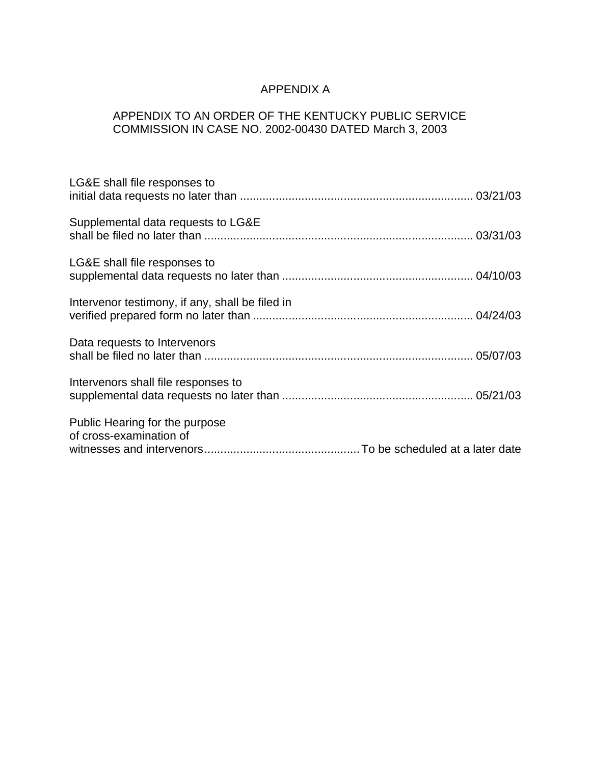# APPENDIX A

## APPENDIX TO AN ORDER OF THE KENTUCKY PUBLIC SERVICE COMMISSION IN CASE NO. 2002-00430 DATED March 3, 2003

LG&E shall file responses to
initial data requests no later than ........................................................................ 03/21/03

Supplemental data requests to LG&E
shall be filed no later than .................................................................................. 03/31/03

LG&E shall file responses to
supplemental data requests no later than ........................................................... 04/10/03

Intervenor testimony, if any, shall be filed in
verified prepared form no later than .................................................................... 04/24/03

Data requests to Intervenors
shall be filed no later than .................................................................................. 05/07/03

Intervenors shall file responses to
supplemental data requests no later than ........................................................... 05/21/03

Public Hearing for the purpose
of cross-examination of
witnesses and intervenors................................................ To be scheduled at a later date